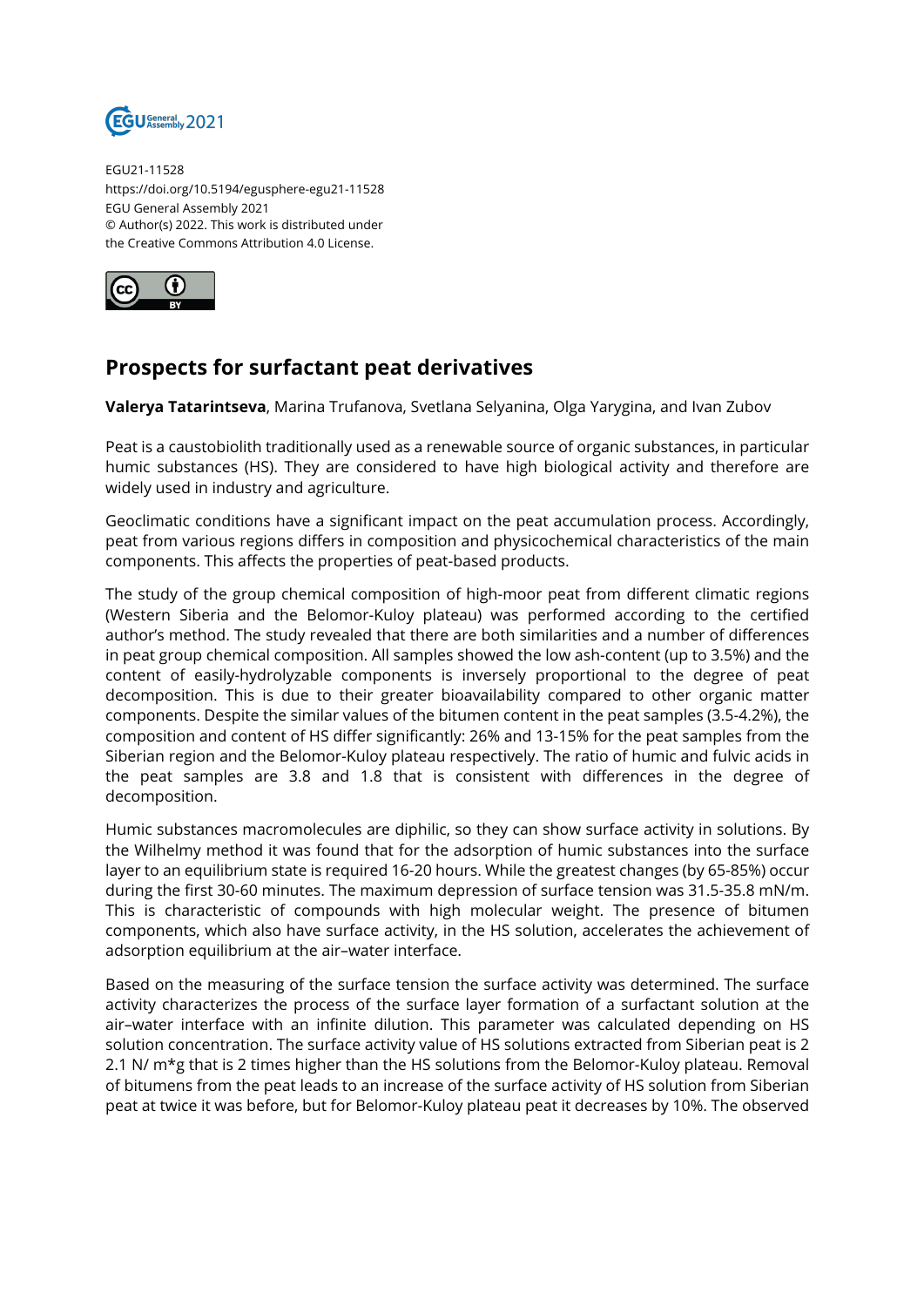EGU21-11528
https://doi.org/10.5194/egusphere-egu21-11528
EGU General Assembly 2021
© Author(s) 2022. This work is distributed under
the Creative Commons Attribution 4.0 License.

# Prospects for surfactant peat derivatives

**Valerya Tatarintseva**, Marina Trufanova, Svetlana Selyanina, Olga Yarygina, and Ivan Zubov

Peat is a caustobiolith traditionally used as a renewable source of organic substances, in particular humic substances (HS). They are considered to have high biological activity and therefore are widely used in industry and agriculture.

Geoclimatic conditions have a significant impact on the peat accumulation process. Accordingly, peat from various regions differs in composition and physicochemical characteristics of the main components. This affects the properties of peat-based products.

The study of the group chemical composition of high-moor peat from different climatic regions (Western Siberia and the Belomor-Kuloy plateau) was performed according to the certified author's method. The study revealed that there are both similarities and a number of differences in peat group chemical composition. All samples showed the low ash-content (up to 3.5%) and the content of easily-hydrolyzable components is inversely proportional to the degree of peat decomposition. This is due to their greater bioavailability compared to other organic matter components. Despite the similar values of the bitumen content in the peat samples (3.5-4.2%), the composition and content of HS differ significantly: 26% and 13-15% for the peat samples from the Siberian region and the Belomor-Kuloy plateau respectively. The ratio of humic and fulvic acids in the peat samples are 3.8 and 1.8 that is consistent with differences in the degree of decomposition.

Humic substances macromolecules are diphilic, so they can show surface activity in solutions. By the Wilhelmy method it was found that for the adsorption of humic substances into the surface layer to an equilibrium state is required 16-20 hours. While the greatest changes (by 65-85%) occur during the first 30-60 minutes. The maximum depression of surface tension was 31.5-35.8 mN/m. This is characteristic of compounds with high molecular weight. The presence of bitumen components, which also have surface activity, in the HS solution, accelerates the achievement of adsorption equilibrium at the air–water interface.

Based on the measuring of the surface tension the surface activity was determined. The surface activity characterizes the process of the surface layer formation of a surfactant solution at the air–water interface with an infinite dilution. This parameter was calculated depending on HS solution concentration. The surface activity value of HS solutions extracted from Siberian peat is 2 2.1 N/ m*g that is 2 times higher than the HS solutions from the Belomor-Kuloy plateau. Removal of bitumens from the peat leads to an increase of the surface activity of HS solution from Siberian peat at twice it was before, but for Belomor-Kuloy plateau peat it decreases by 10%. The observed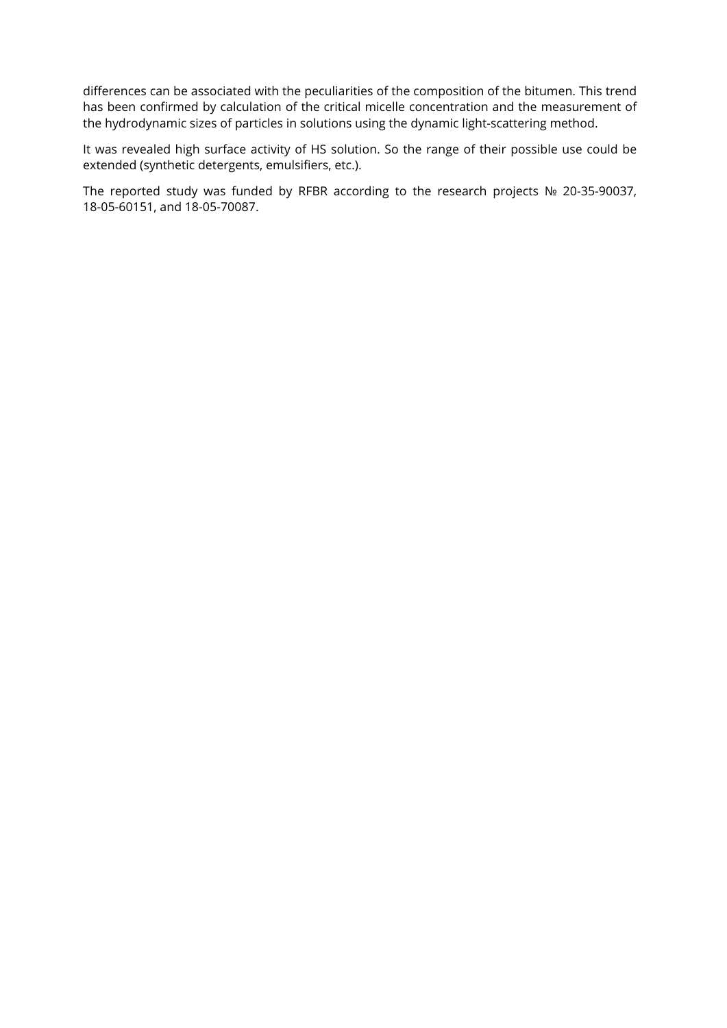differences can be associated with the peculiarities of the composition of the bitumen. This trend has been confirmed by calculation of the critical micelle concentration and the measurement of the hydrodynamic sizes of particles in solutions using the dynamic light-scattering method.

It was revealed high surface activity of HS solution. So the range of their possible use could be extended (synthetic detergents, emulsifiers, etc.).

The reported study was funded by RFBR according to the research projects № 20-35-90037, 18-05-60151, and 18-05-70087.